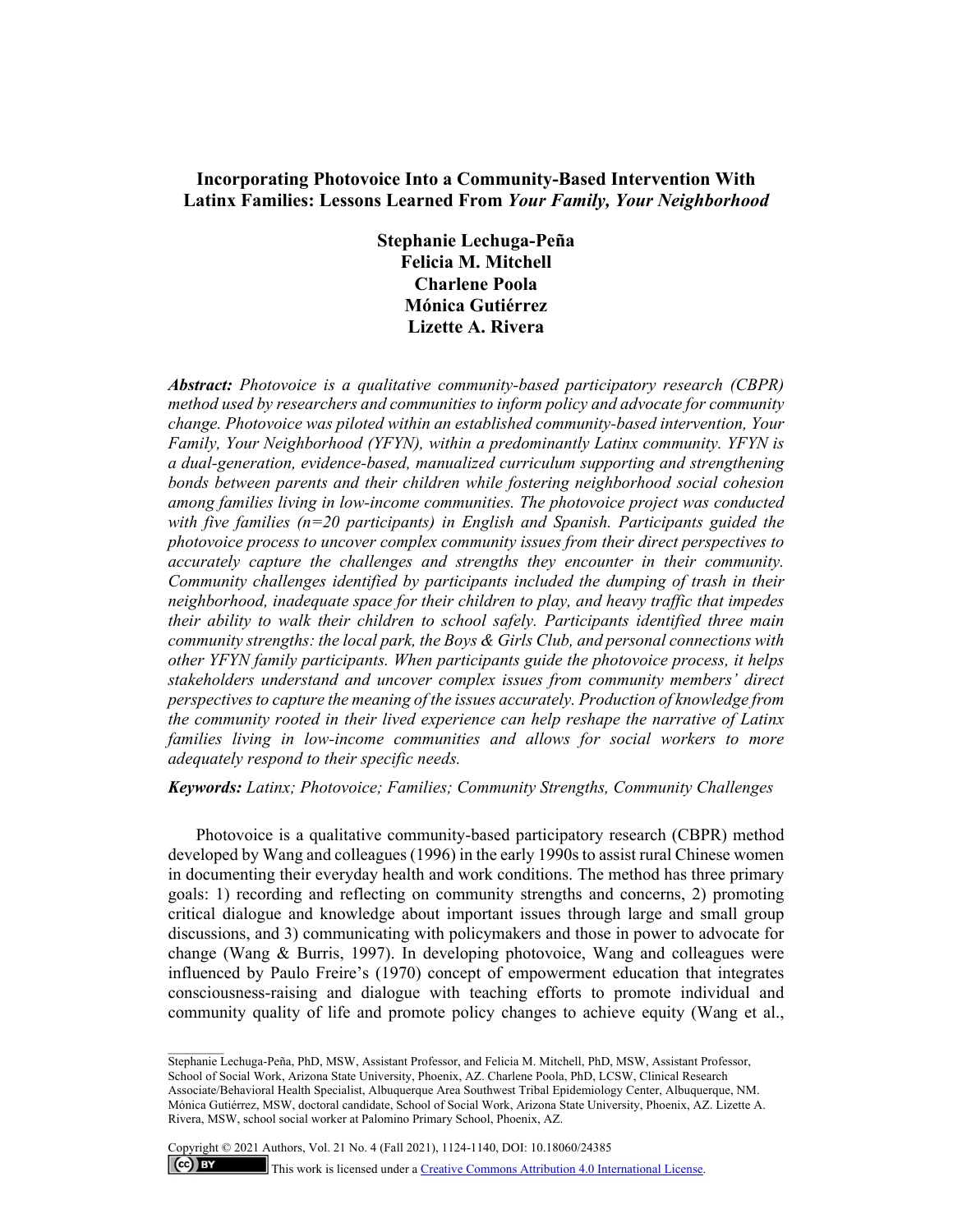# Incorporating Photovoice Into a Community-Based Intervention With Latinx Families: Lessons Learned From *Your Family, Your Neighborhood*

**Stephanie Lechuga-Peña**
**Felicia M. Mitchell**
**Charlene Poola**
**Mónica Gutiérrez**
**Lizette A. Rivera**

***Abstract:*** *Photovoice is a qualitative community-based participatory research (CBPR) method used by researchers and communities to inform policy and advocate for community change. Photovoice was piloted within an established community-based intervention, Your Family, Your Neighborhood (YFYN), within a predominantly Latinx community. YFYN is a dual-generation, evidence-based, manualized curriculum supporting and strengthening bonds between parents and their children while fostering neighborhood social cohesion among families living in low-income communities. The photovoice project was conducted with five families (n=20 participants) in English and Spanish. Participants guided the photovoice process to uncover complex community issues from their direct perspectives to accurately capture the challenges and strengths they encounter in their community. Community challenges identified by participants included the dumping of trash in their neighborhood, inadequate space for their children to play, and heavy traffic that impedes their ability to walk their children to school safely. Participants identified three main community strengths: the local park, the Boys & Girls Club, and personal connections with other YFYN family participants. When participants guide the photovoice process, it helps stakeholders understand and uncover complex issues from community members' direct perspectives to capture the meaning of the issues accurately. Production of knowledge from the community rooted in their lived experience can help reshape the narrative of Latinx families living in low-income communities and allows for social workers to more adequately respond to their specific needs.*

***Keywords:*** *Latinx; Photovoice; Families; Community Strengths, Community Challenges*

Photovoice is a qualitative community-based participatory research (CBPR) method developed by Wang and colleagues (1996) in the early 1990s to assist rural Chinese women in documenting their everyday health and work conditions. The method has three primary goals: 1) recording and reflecting on community strengths and concerns, 2) promoting critical dialogue and knowledge about important issues through large and small group discussions, and 3) communicating with policymakers and those in power to advocate for change (Wang & Burris, 1997). In developing photovoice, Wang and colleagues were influenced by Paulo Freire's (1970) concept of empowerment education that integrates consciousness-raising and dialogue with teaching efforts to promote individual and community quality of life and promote policy changes to achieve equity (Wang et al.,

---

Stephanie Lechuga-Peña, PhD, MSW, Assistant Professor, and Felicia M. Mitchell, PhD, MSW, Assistant Professor, School of Social Work, Arizona State University, Phoenix, AZ. Charlene Poola, PhD, LCSW, Clinical Research Associate/Behavioral Health Specialist, Albuquerque Area Southwest Tribal Epidemiology Center, Albuquerque, NM. Mónica Gutiérrez, MSW, doctoral candidate, School of Social Work, Arizona State University, Phoenix, AZ. Lizette A. Rivera, MSW, school social worker at Palomino Primary School, Phoenix, AZ.

Copyright © 2021 Authors, Vol. 21 No. 4 (Fall 2021), 1124-1140, DOI: 10.18060/24385

This work is licensed under a Creative Commons Attribution 4.0 International License.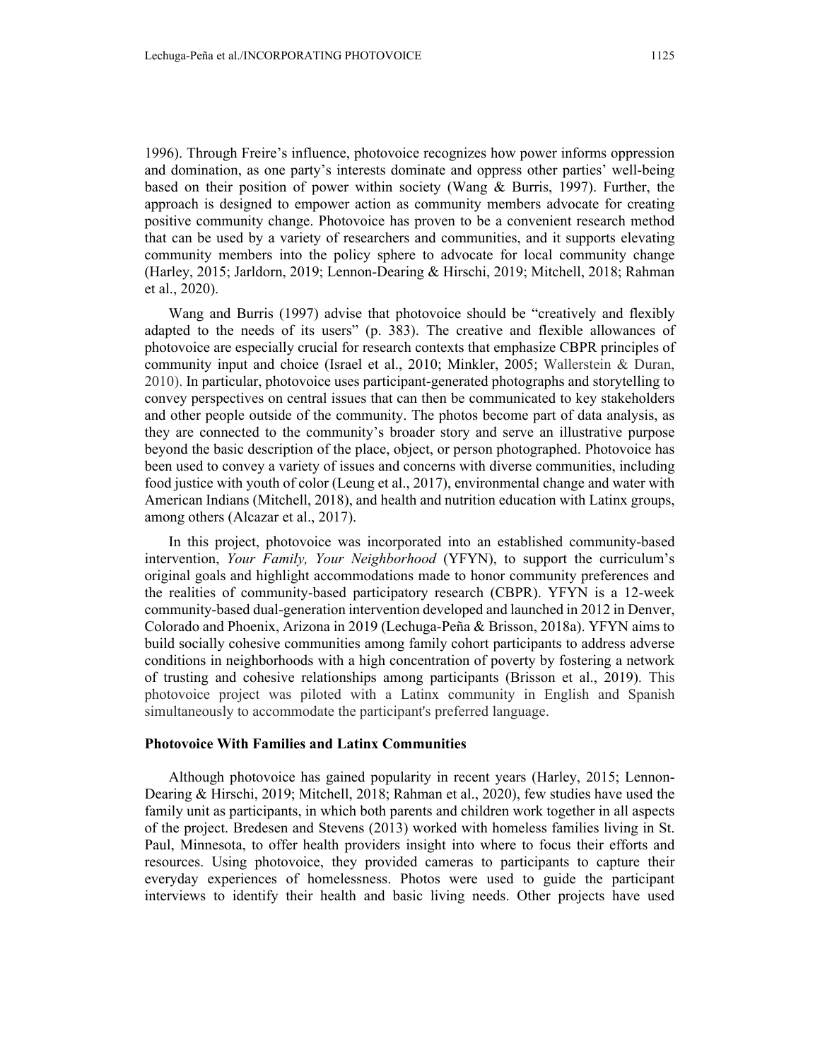1996). Through Freire's influence, photovoice recognizes how power informs oppression and domination, as one party's interests dominate and oppress other parties' well-being based on their position of power within society (Wang & Burris, 1997). Further, the approach is designed to empower action as community members advocate for creating positive community change. Photovoice has proven to be a convenient research method that can be used by a variety of researchers and communities, and it supports elevating community members into the policy sphere to advocate for local community change (Harley, 2015; Jarldorn, 2019; Lennon-Dearing & Hirschi, 2019; Mitchell, 2018; Rahman et al., 2020).

Wang and Burris (1997) advise that photovoice should be "creatively and flexibly adapted to the needs of its users" (p. 383). The creative and flexible allowances of photovoice are especially crucial for research contexts that emphasize CBPR principles of community input and choice (Israel et al., 2010; Minkler, 2005; Wallerstein & Duran, 2010). In particular, photovoice uses participant-generated photographs and storytelling to convey perspectives on central issues that can then be communicated to key stakeholders and other people outside of the community. The photos become part of data analysis, as they are connected to the community's broader story and serve an illustrative purpose beyond the basic description of the place, object, or person photographed. Photovoice has been used to convey a variety of issues and concerns with diverse communities, including food justice with youth of color (Leung et al., 2017), environmental change and water with American Indians (Mitchell, 2018), and health and nutrition education with Latinx groups, among others (Alcazar et al., 2017).

In this project, photovoice was incorporated into an established community-based intervention, *Your Family, Your Neighborhood* (YFYN), to support the curriculum's original goals and highlight accommodations made to honor community preferences and the realities of community-based participatory research (CBPR). YFYN is a 12-week community-based dual-generation intervention developed and launched in 2012 in Denver, Colorado and Phoenix, Arizona in 2019 (Lechuga-Peña & Brisson, 2018a). YFYN aims to build socially cohesive communities among family cohort participants to address adverse conditions in neighborhoods with a high concentration of poverty by fostering a network of trusting and cohesive relationships among participants (Brisson et al., 2019). This photovoice project was piloted with a Latinx community in English and Spanish simultaneously to accommodate the participant's preferred language.

**Photovoice With Families and Latinx Communities**

Although photovoice has gained popularity in recent years (Harley, 2015; Lennon-Dearing & Hirschi, 2019; Mitchell, 2018; Rahman et al., 2020), few studies have used the family unit as participants, in which both parents and children work together in all aspects of the project. Bredesen and Stevens (2013) worked with homeless families living in St. Paul, Minnesota, to offer health providers insight into where to focus their efforts and resources. Using photovoice, they provided cameras to participants to capture their everyday experiences of homelessness. Photos were used to guide the participant interviews to identify their health and basic living needs. Other projects have used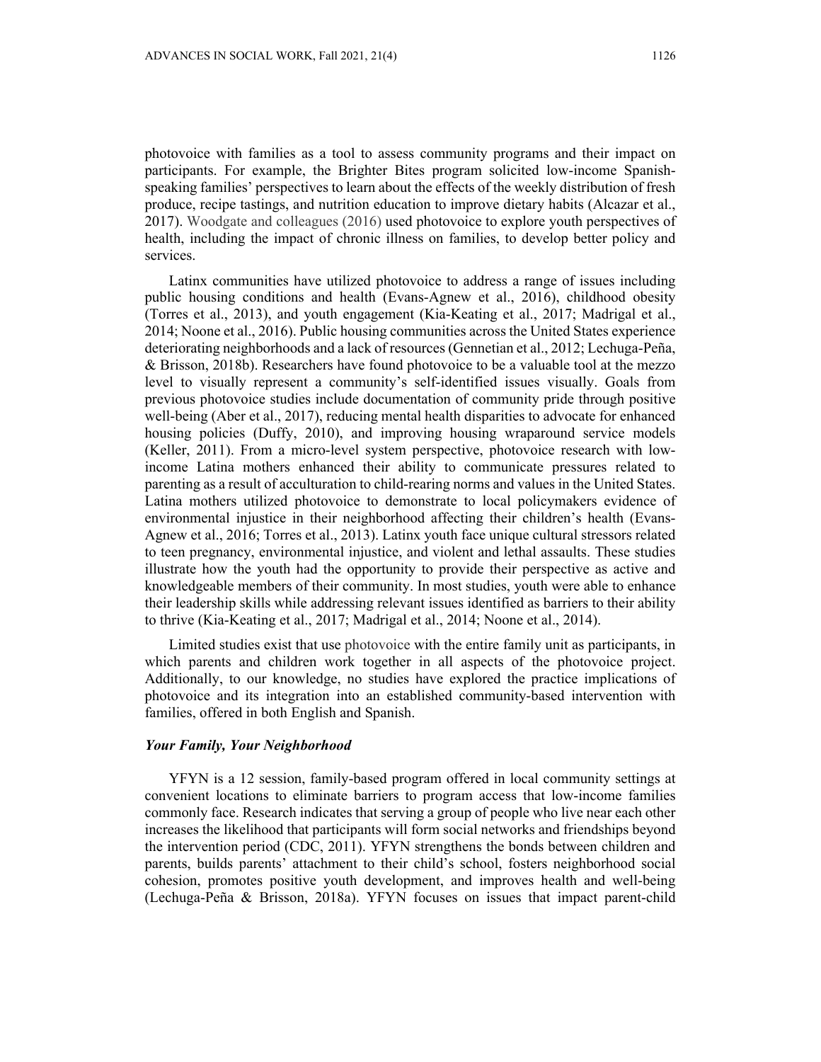photovoice with families as a tool to assess community programs and their impact on participants. For example, the Brighter Bites program solicited low-income Spanish-speaking families' perspectives to learn about the effects of the weekly distribution of fresh produce, recipe tastings, and nutrition education to improve dietary habits (Alcazar et al., 2017). Woodgate and colleagues (2016) used photovoice to explore youth perspectives of health, including the impact of chronic illness on families, to develop better policy and services.

Latinx communities have utilized photovoice to address a range of issues including public housing conditions and health (Evans-Agnew et al., 2016), childhood obesity (Torres et al., 2013), and youth engagement (Kia-Keating et al., 2017; Madrigal et al., 2014; Noone et al., 2016). Public housing communities across the United States experience deteriorating neighborhoods and a lack of resources (Gennetian et al., 2012; Lechuga-Peña, & Brisson, 2018b). Researchers have found photovoice to be a valuable tool at the mezzo level to visually represent a community's self-identified issues visually. Goals from previous photovoice studies include documentation of community pride through positive well-being (Aber et al., 2017), reducing mental health disparities to advocate for enhanced housing policies (Duffy, 2010), and improving housing wraparound service models (Keller, 2011). From a micro-level system perspective, photovoice research with low-income Latina mothers enhanced their ability to communicate pressures related to parenting as a result of acculturation to child-rearing norms and values in the United States. Latina mothers utilized photovoice to demonstrate to local policymakers evidence of environmental injustice in their neighborhood affecting their children's health (Evans-Agnew et al., 2016; Torres et al., 2013). Latinx youth face unique cultural stressors related to teen pregnancy, environmental injustice, and violent and lethal assaults. These studies illustrate how the youth had the opportunity to provide their perspective as active and knowledgeable members of their community. In most studies, youth were able to enhance their leadership skills while addressing relevant issues identified as barriers to their ability to thrive (Kia-Keating et al., 2017; Madrigal et al., 2014; Noone et al., 2014).

Limited studies exist that use photovoice with the entire family unit as participants, in which parents and children work together in all aspects of the photovoice project. Additionally, to our knowledge, no studies have explored the practice implications of photovoice and its integration into an established community-based intervention with families, offered in both English and Spanish.

### *Your Family, Your Neighborhood*

YFYN is a 12 session, family-based program offered in local community settings at convenient locations to eliminate barriers to program access that low-income families commonly face. Research indicates that serving a group of people who live near each other increases the likelihood that participants will form social networks and friendships beyond the intervention period (CDC, 2011). YFYN strengthens the bonds between children and parents, builds parents' attachment to their child's school, fosters neighborhood social cohesion, promotes positive youth development, and improves health and well-being (Lechuga-Peña & Brisson, 2018a). YFYN focuses on issues that impact parent-child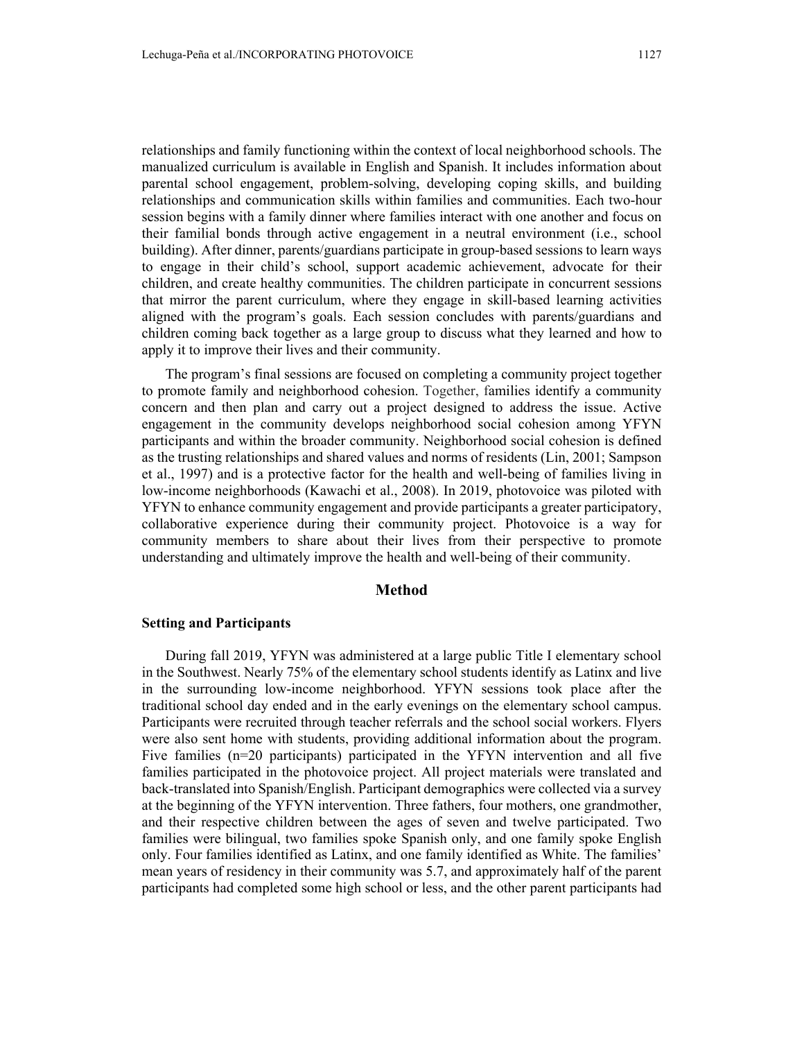relationships and family functioning within the context of local neighborhood schools. The manualized curriculum is available in English and Spanish. It includes information about parental school engagement, problem-solving, developing coping skills, and building relationships and communication skills within families and communities. Each two-hour session begins with a family dinner where families interact with one another and focus on their familial bonds through active engagement in a neutral environment (i.e., school building). After dinner, parents/guardians participate in group-based sessions to learn ways to engage in their child's school, support academic achievement, advocate for their children, and create healthy communities. The children participate in concurrent sessions that mirror the parent curriculum, where they engage in skill-based learning activities aligned with the program's goals. Each session concludes with parents/guardians and children coming back together as a large group to discuss what they learned and how to apply it to improve their lives and their community.

The program's final sessions are focused on completing a community project together to promote family and neighborhood cohesion. Together, families identify a community concern and then plan and carry out a project designed to address the issue. Active engagement in the community develops neighborhood social cohesion among YFYN participants and within the broader community. Neighborhood social cohesion is defined as the trusting relationships and shared values and norms of residents (Lin, 2001; Sampson et al., 1997) and is a protective factor for the health and well-being of families living in low-income neighborhoods (Kawachi et al., 2008). In 2019, photovoice was piloted with YFYN to enhance community engagement and provide participants a greater participatory, collaborative experience during their community project. Photovoice is a way for community members to share about their lives from their perspective to promote understanding and ultimately improve the health and well-being of their community.

## Method

### Setting and Participants

During fall 2019, YFYN was administered at a large public Title I elementary school in the Southwest. Nearly 75% of the elementary school students identify as Latinx and live in the surrounding low-income neighborhood. YFYN sessions took place after the traditional school day ended and in the early evenings on the elementary school campus. Participants were recruited through teacher referrals and the school social workers. Flyers were also sent home with students, providing additional information about the program. Five families (n=20 participants) participated in the YFYN intervention and all five families participated in the photovoice project. All project materials were translated and back-translated into Spanish/English. Participant demographics were collected via a survey at the beginning of the YFYN intervention. Three fathers, four mothers, one grandmother, and their respective children between the ages of seven and twelve participated. Two families were bilingual, two families spoke Spanish only, and one family spoke English only. Four families identified as Latinx, and one family identified as White. The families' mean years of residency in their community was 5.7, and approximately half of the parent participants had completed some high school or less, and the other parent participants had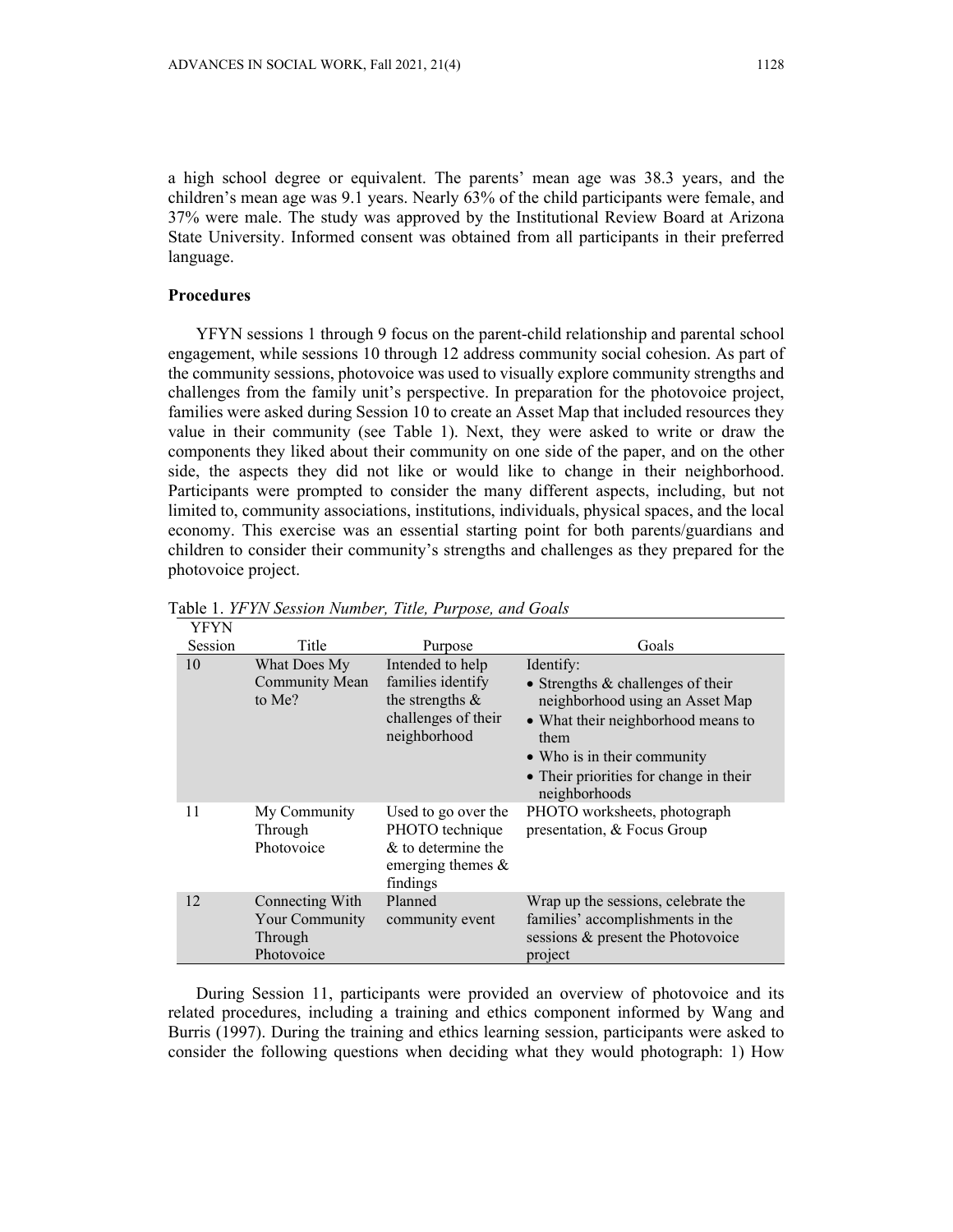a high school degree or equivalent. The parents' mean age was 38.3 years, and the children's mean age was 9.1 years. Nearly 63% of the child participants were female, and 37% were male. The study was approved by the Institutional Review Board at Arizona State University. Informed consent was obtained from all participants in their preferred language.

**Procedures**

YFYN sessions 1 through 9 focus on the parent-child relationship and parental school engagement, while sessions 10 through 12 address community social cohesion. As part of the community sessions, photovoice was used to visually explore community strengths and challenges from the family unit's perspective. In preparation for the photovoice project, families were asked during Session 10 to create an Asset Map that included resources they value in their community (see Table 1). Next, they were asked to write or draw the components they liked about their community on one side of the paper, and on the other side, the aspects they did not like or would like to change in their neighborhood. Participants were prompted to consider the many different aspects, including, but not limited to, community associations, institutions, individuals, physical spaces, and the local economy. This exercise was an essential starting point for both parents/guardians and children to consider their community's strengths and challenges as they prepared for the photovoice project.

Table 1. *YFYN Session Number, Title, Purpose, and Goals*

| YFYN Session | Title | Purpose | Goals |
|---|---|---|---|
| 10 | What Does My Community Mean to Me? | Intended to help families identify the strengths & challenges of their neighborhood | Identify: • Strengths & challenges of their neighborhood using an Asset Map • What their neighborhood means to them • Who is in their community • Their priorities for change in their neighborhoods |
| 11 | My Community Through Photovoice | Used to go over the PHOTO technique & to determine the emerging themes & findings | PHOTO worksheets, photograph presentation, & Focus Group |
| 12 | Connecting With Your Community Through Photovoice | Planned community event | Wrap up the sessions, celebrate the families' accomplishments in the sessions & present the Photovoice project |

During Session 11, participants were provided an overview of photovoice and its related procedures, including a training and ethics component informed by Wang and Burris (1997). During the training and ethics learning session, participants were asked to consider the following questions when deciding what they would photograph: 1) How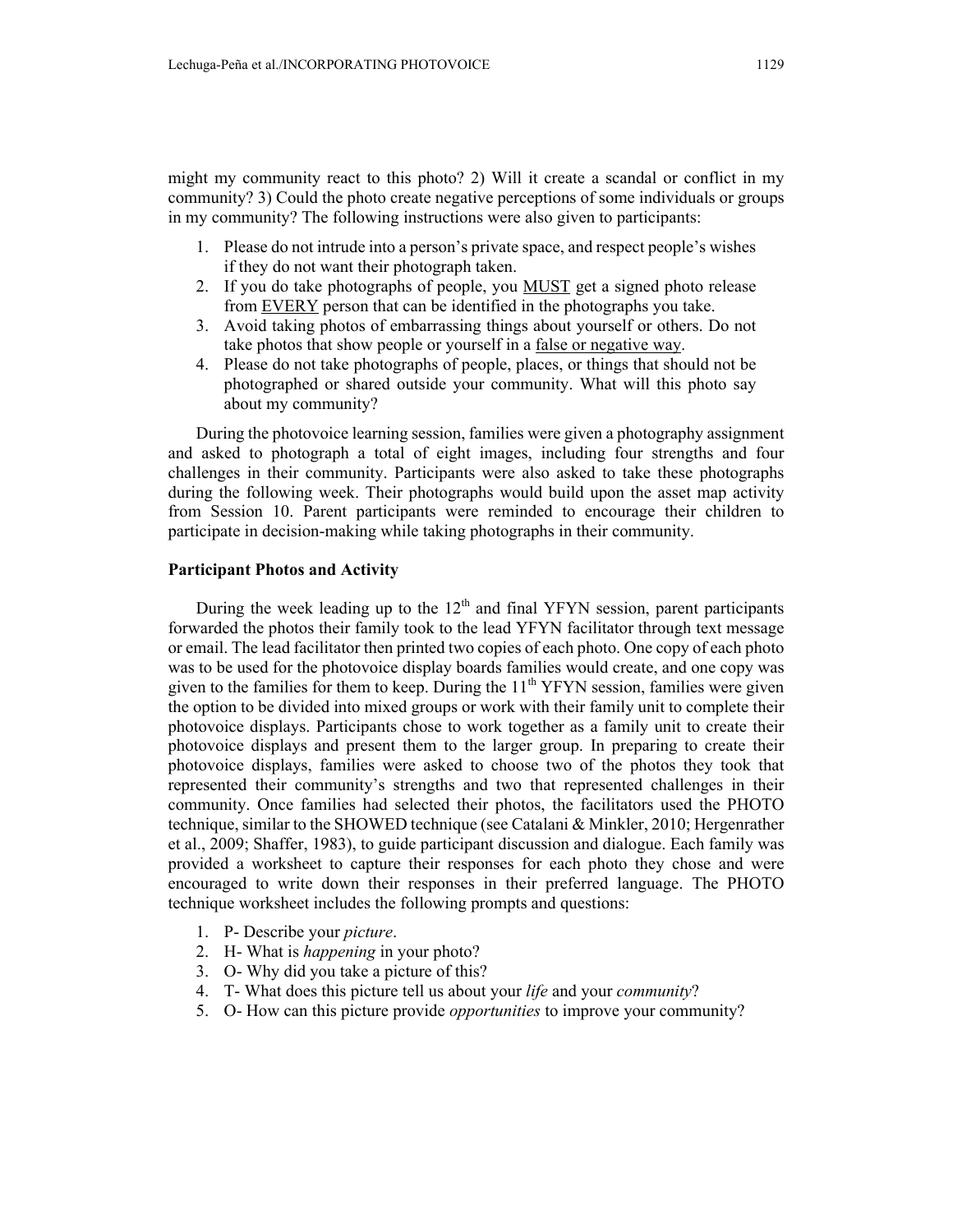might my community react to this photo? 2) Will it create a scandal or conflict in my community? 3) Could the photo create negative perceptions of some individuals or groups in my community? The following instructions were also given to participants:

1. Please do not intrude into a person's private space, and respect people's wishes if they do not want their photograph taken.
2. If you do take photographs of people, you MUST get a signed photo release from EVERY person that can be identified in the photographs you take.
3. Avoid taking photos of embarrassing things about yourself or others. Do not take photos that show people or yourself in a false or negative way.
4. Please do not take photographs of people, places, or things that should not be photographed or shared outside your community. What will this photo say about my community?

During the photovoice learning session, families were given a photography assignment and asked to photograph a total of eight images, including four strengths and four challenges in their community. Participants were also asked to take these photographs during the following week. Their photographs would build upon the asset map activity from Session 10. Parent participants were reminded to encourage their children to participate in decision-making while taking photographs in their community.

**Participant Photos and Activity**

During the week leading up to the 12th and final YFYN session, parent participants forwarded the photos their family took to the lead YFYN facilitator through text message or email. The lead facilitator then printed two copies of each photo. One copy of each photo was to be used for the photovoice display boards families would create, and one copy was given to the families for them to keep. During the 11th YFYN session, families were given the option to be divided into mixed groups or work with their family unit to complete their photovoice displays. Participants chose to work together as a family unit to create their photovoice displays and present them to the larger group. In preparing to create their photovoice displays, families were asked to choose two of the photos they took that represented their community's strengths and two that represented challenges in their community. Once families had selected their photos, the facilitators used the PHOTO technique, similar to the SHOWED technique (see Catalani & Minkler, 2010; Hergenrather et al., 2009; Shaffer, 1983), to guide participant discussion and dialogue. Each family was provided a worksheet to capture their responses for each photo they chose and were encouraged to write down their responses in their preferred language. The PHOTO technique worksheet includes the following prompts and questions:

1. P- Describe your *picture*.
2. H- What is *happening* in your photo?
3. O- Why did you take a picture of this?
4. T- What does this picture tell us about your *life* and your *community*?
5. O- How can this picture provide *opportunities* to improve your community?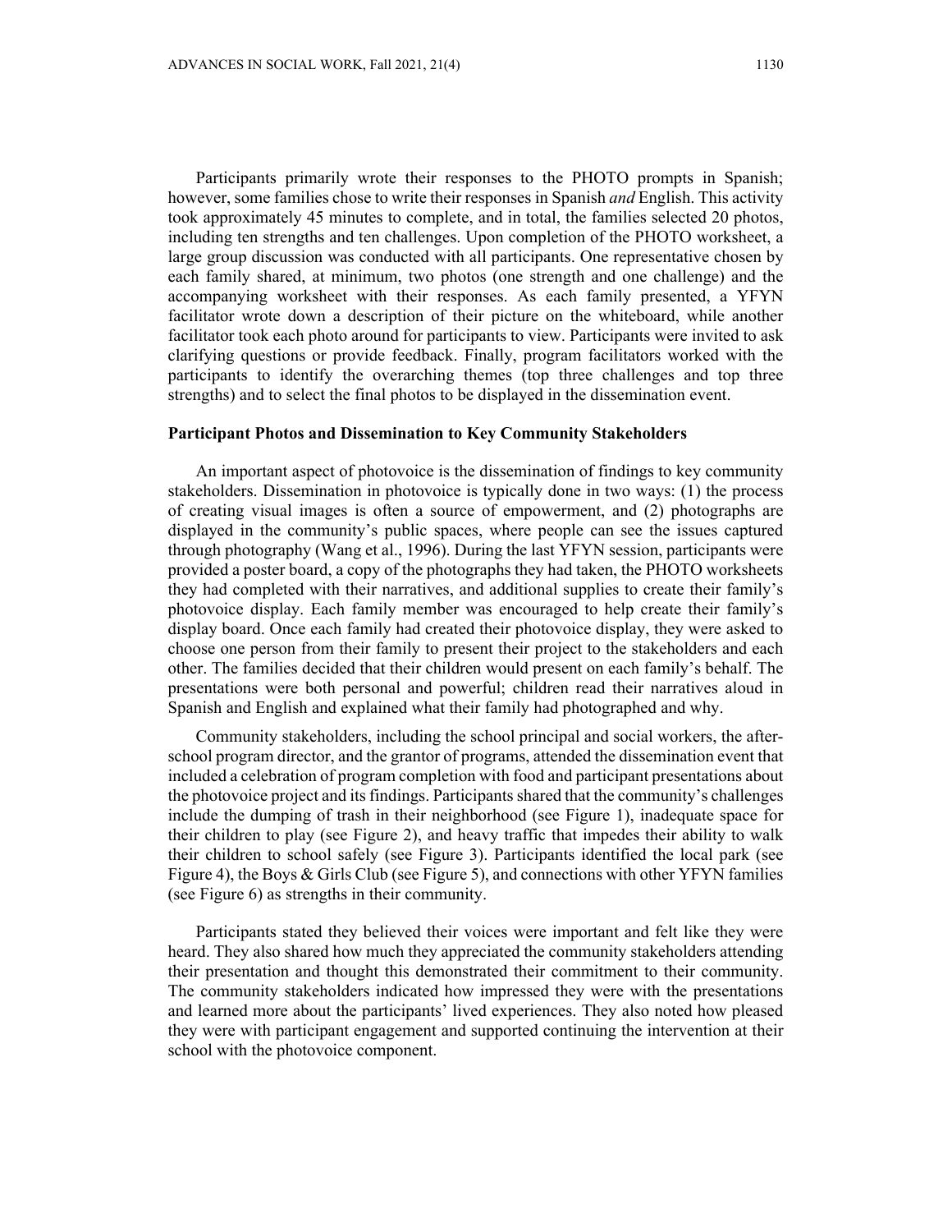Participants primarily wrote their responses to the PHOTO prompts in Spanish; however, some families chose to write their responses in Spanish *and* English. This activity took approximately 45 minutes to complete, and in total, the families selected 20 photos, including ten strengths and ten challenges. Upon completion of the PHOTO worksheet, a large group discussion was conducted with all participants. One representative chosen by each family shared, at minimum, two photos (one strength and one challenge) and the accompanying worksheet with their responses. As each family presented, a YFYN facilitator wrote down a description of their picture on the whiteboard, while another facilitator took each photo around for participants to view. Participants were invited to ask clarifying questions or provide feedback. Finally, program facilitators worked with the participants to identify the overarching themes (top three challenges and top three strengths) and to select the final photos to be displayed in the dissemination event.

**Participant Photos and Dissemination to Key Community Stakeholders**

An important aspect of photovoice is the dissemination of findings to key community stakeholders. Dissemination in photovoice is typically done in two ways: (1) the process of creating visual images is often a source of empowerment, and (2) photographs are displayed in the community's public spaces, where people can see the issues captured through photography (Wang et al., 1996). During the last YFYN session, participants were provided a poster board, a copy of the photographs they had taken, the PHOTO worksheets they had completed with their narratives, and additional supplies to create their family's photovoice display. Each family member was encouraged to help create their family's display board. Once each family had created their photovoice display, they were asked to choose one person from their family to present their project to the stakeholders and each other. The families decided that their children would present on each family's behalf. The presentations were both personal and powerful; children read their narratives aloud in Spanish and English and explained what their family had photographed and why.

Community stakeholders, including the school principal and social workers, the after-school program director, and the grantor of programs, attended the dissemination event that included a celebration of program completion with food and participant presentations about the photovoice project and its findings. Participants shared that the community's challenges include the dumping of trash in their neighborhood (see Figure 1), inadequate space for their children to play (see Figure 2), and heavy traffic that impedes their ability to walk their children to school safely (see Figure 3). Participants identified the local park (see Figure 4), the Boys & Girls Club (see Figure 5), and connections with other YFYN families (see Figure 6) as strengths in their community.

Participants stated they believed their voices were important and felt like they were heard. They also shared how much they appreciated the community stakeholders attending their presentation and thought this demonstrated their commitment to their community. The community stakeholders indicated how impressed they were with the presentations and learned more about the participants' lived experiences. They also noted how pleased they were with participant engagement and supported continuing the intervention at their school with the photovoice component.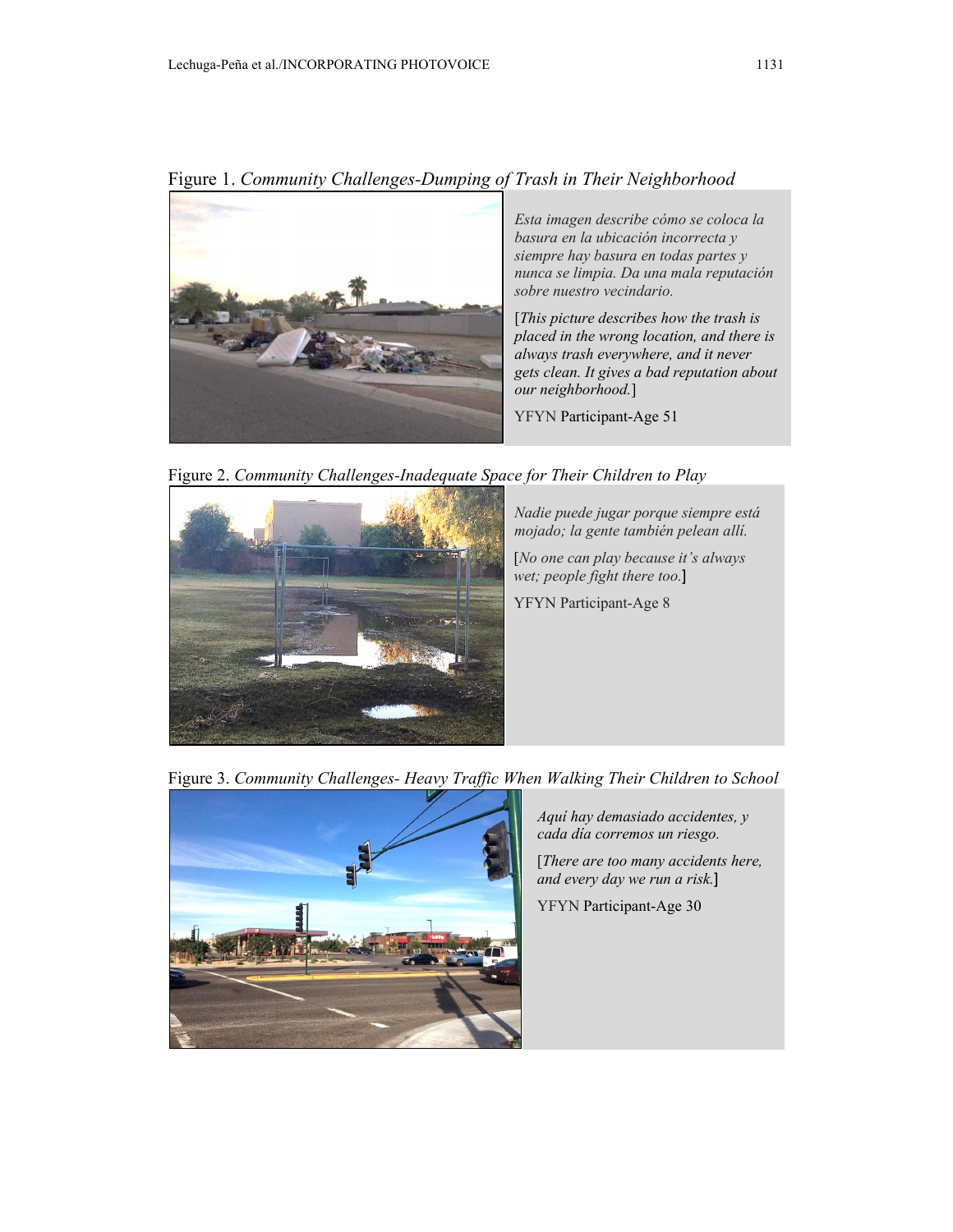Figure 1. *Community Challenges-Dumping of Trash in Their Neighborhood*

*Esta imagen describe cómo se coloca la basura en la ubicación incorrecta y siempre hay basura en todas partes y nunca se limpia. Da una mala reputación sobre nuestro vecindario.*

[*This picture describes how the trash is placed in the wrong location, and there is always trash everywhere, and it never gets clean. It gives a bad reputation about our neighborhood.*]

YFYN Participant-Age 51

Figure 2. *Community Challenges-Inadequate Space for Their Children to Play*

*Nadie puede jugar porque siempre está mojado; la gente también pelean allí.*

[*No one can play because it's always wet; people fight there too.*]

YFYN Participant-Age 8

Figure 3. *Community Challenges- Heavy Traffic When Walking Their Children to School*

*Aquí hay demasiado accidentes, y cada día corremos un riesgo.*

[*There are too many accidents here, and every day we run a risk.*]

YFYN Participant-Age 30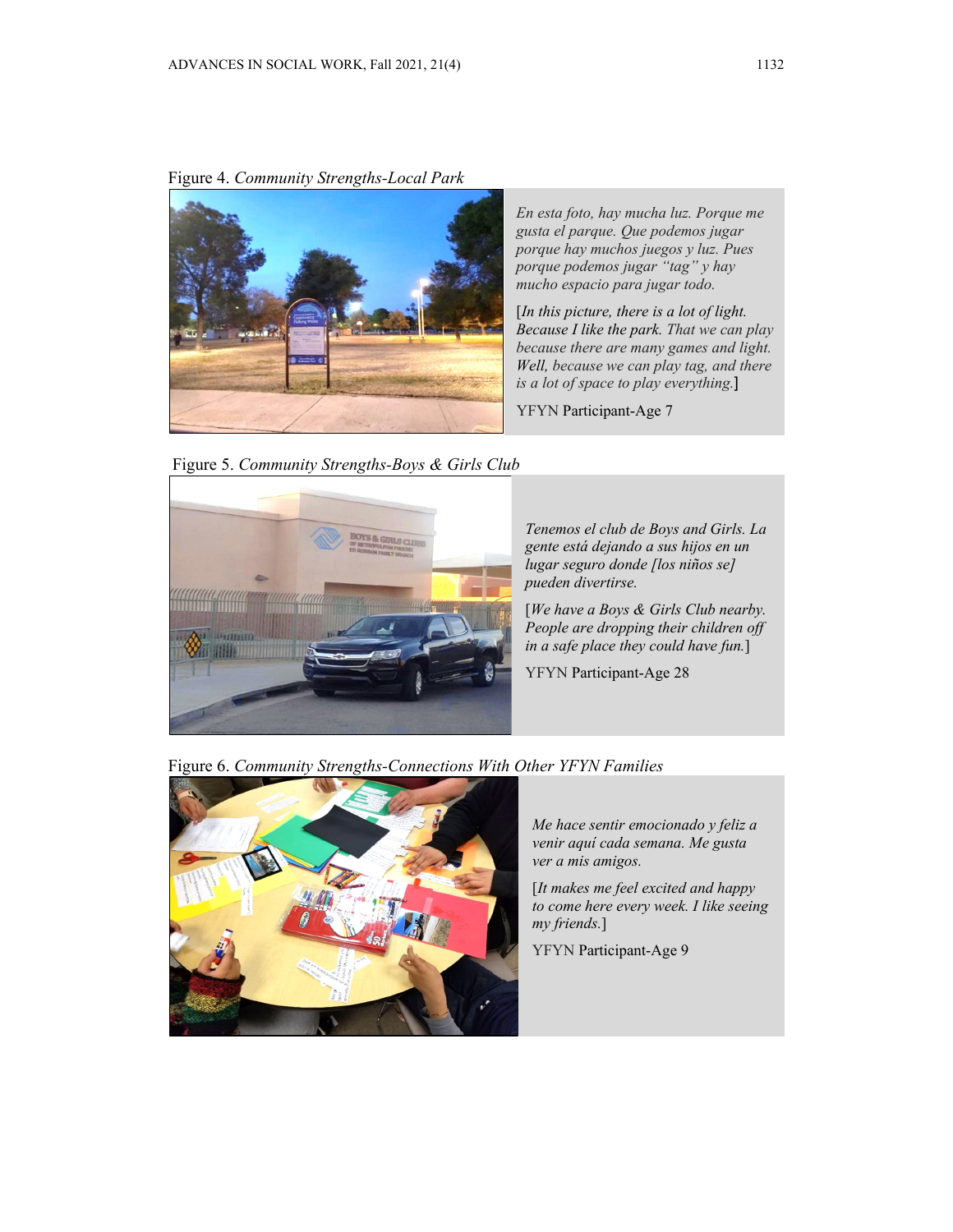Figure 4. *Community Strengths-Local Park*

*En esta foto, hay mucha luz. Porque me gusta el parque. Que podemos jugar porque hay muchos juegos y luz. Pues porque podemos jugar "tag" y hay mucho espacio para jugar todo.*

[*In this picture, there is a lot of light. Because I like the park. That we can play because there are many games and light. Well, because we can play tag, and there is a lot of space to play everything.*]

YFYN Participant-Age 7

Figure 5. *Community Strengths-Boys & Girls Club*

*Tenemos el club de Boys and Girls. La gente está dejando a sus hijos en un lugar seguro donde [los niños se] pueden divertirse.*

[*We have a Boys & Girls Club nearby. People are dropping their children off in a safe place they could have fun.*]

YFYN Participant-Age 28

Figure 6. *Community Strengths-Connections With Other YFYN Families*

*Me hace sentir emocionado y feliz a venir aquí cada semana. Me gusta ver a mis amigos.*

[*It makes me feel excited and happy to come here every week. I like seeing my friends.*]

YFYN Participant-Age 9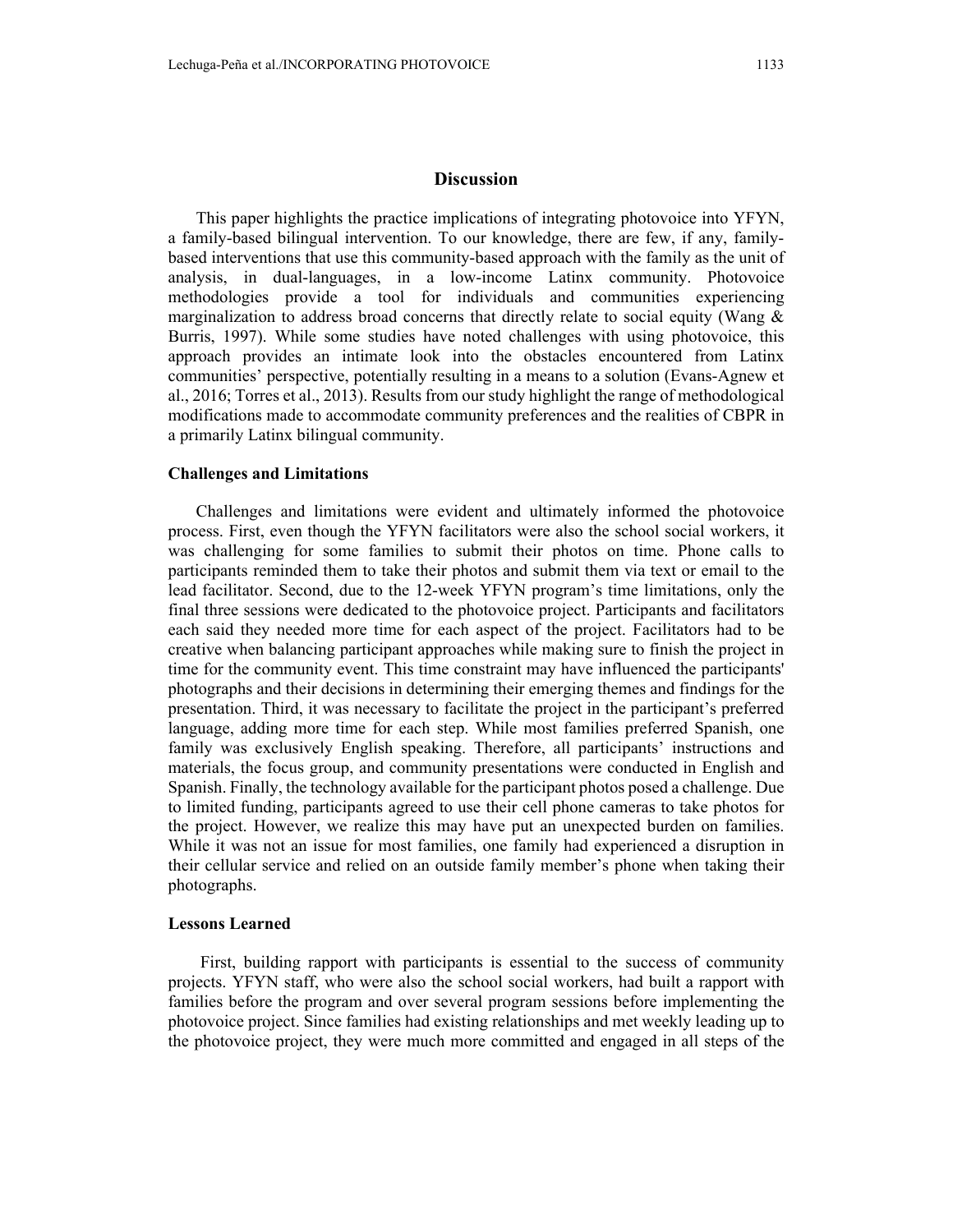## Discussion

This paper highlights the practice implications of integrating photovoice into YFYN, a family-based bilingual intervention. To our knowledge, there are few, if any, family-based interventions that use this community-based approach with the family as the unit of analysis, in dual-languages, in a low-income Latinx community. Photovoice methodologies provide a tool for individuals and communities experiencing marginalization to address broad concerns that directly relate to social equity (Wang & Burris, 1997). While some studies have noted challenges with using photovoice, this approach provides an intimate look into the obstacles encountered from Latinx communities' perspective, potentially resulting in a means to a solution (Evans-Agnew et al., 2016; Torres et al., 2013). Results from our study highlight the range of methodological modifications made to accommodate community preferences and the realities of CBPR in a primarily Latinx bilingual community.

### Challenges and Limitations

Challenges and limitations were evident and ultimately informed the photovoice process. First, even though the YFYN facilitators were also the school social workers, it was challenging for some families to submit their photos on time. Phone calls to participants reminded them to take their photos and submit them via text or email to the lead facilitator. Second, due to the 12-week YFYN program's time limitations, only the final three sessions were dedicated to the photovoice project. Participants and facilitators each said they needed more time for each aspect of the project. Facilitators had to be creative when balancing participant approaches while making sure to finish the project in time for the community event. This time constraint may have influenced the participants' photographs and their decisions in determining their emerging themes and findings for the presentation. Third, it was necessary to facilitate the project in the participant's preferred language, adding more time for each step. While most families preferred Spanish, one family was exclusively English speaking. Therefore, all participants' instructions and materials, the focus group, and community presentations were conducted in English and Spanish. Finally, the technology available for the participant photos posed a challenge. Due to limited funding, participants agreed to use their cell phone cameras to take photos for the project. However, we realize this may have put an unexpected burden on families. While it was not an issue for most families, one family had experienced a disruption in their cellular service and relied on an outside family member's phone when taking their photographs.

### Lessons Learned

First, building rapport with participants is essential to the success of community projects. YFYN staff, who were also the school social workers, had built a rapport with families before the program and over several program sessions before implementing the photovoice project. Since families had existing relationships and met weekly leading up to the photovoice project, they were much more committed and engaged in all steps of the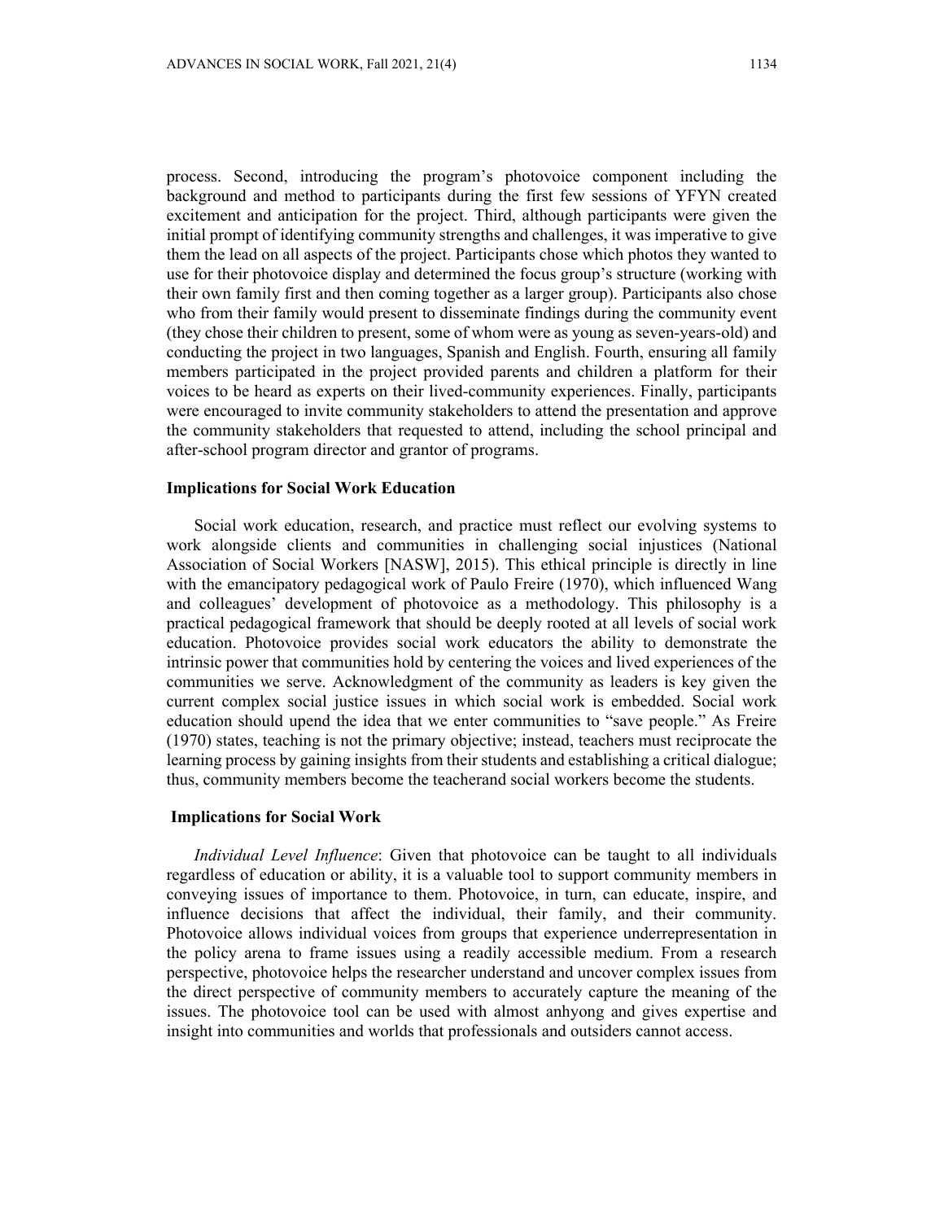process. Second, introducing the program's photovoice component including the background and method to participants during the first few sessions of YFYN created excitement and anticipation for the project. Third, although participants were given the initial prompt of identifying community strengths and challenges, it was imperative to give them the lead on all aspects of the project. Participants chose which photos they wanted to use for their photovoice display and determined the focus group's structure (working with their own family first and then coming together as a larger group). Participants also chose who from their family would present to disseminate findings during the community event (they chose their children to present, some of whom were as young as seven-years-old) and conducting the project in two languages, Spanish and English. Fourth, ensuring all family members participated in the project provided parents and children a platform for their voices to be heard as experts on their lived-community experiences. Finally, participants were encouraged to invite community stakeholders to attend the presentation and approve the community stakeholders that requested to attend, including the school principal and after-school program director and grantor of programs.

### Implications for Social Work Education

Social work education, research, and practice must reflect our evolving systems to work alongside clients and communities in challenging social injustices (National Association of Social Workers [NASW], 2015). This ethical principle is directly in line with the emancipatory pedagogical work of Paulo Freire (1970), which influenced Wang and colleagues' development of photovoice as a methodology. This philosophy is a practical pedagogical framework that should be deeply rooted at all levels of social work education. Photovoice provides social work educators the ability to demonstrate the intrinsic power that communities hold by centering the voices and lived experiences of the communities we serve. Acknowledgment of the community as leaders is key given the current complex social justice issues in which social work is embedded. Social work education should upend the idea that we enter communities to "save people." As Freire (1970) states, teaching is not the primary objective; instead, teachers must reciprocate the learning process by gaining insights from their students and establishing a critical dialogue; thus, community members become the teacherand social workers become the students.

### Implications for Social Work

*Individual Level Influence*: Given that photovoice can be taught to all individuals regardless of education or ability, it is a valuable tool to support community members in conveying issues of importance to them. Photovoice, in turn, can educate, inspire, and influence decisions that affect the individual, their family, and their community. Photovoice allows individual voices from groups that experience underrepresentation in the policy arena to frame issues using a readily accessible medium. From a research perspective, photovoice helps the researcher understand and uncover complex issues from the direct perspective of community members to accurately capture the meaning of the issues. The photovoice tool can be used with almost anhyong and gives expertise and insight into communities and worlds that professionals and outsiders cannot access.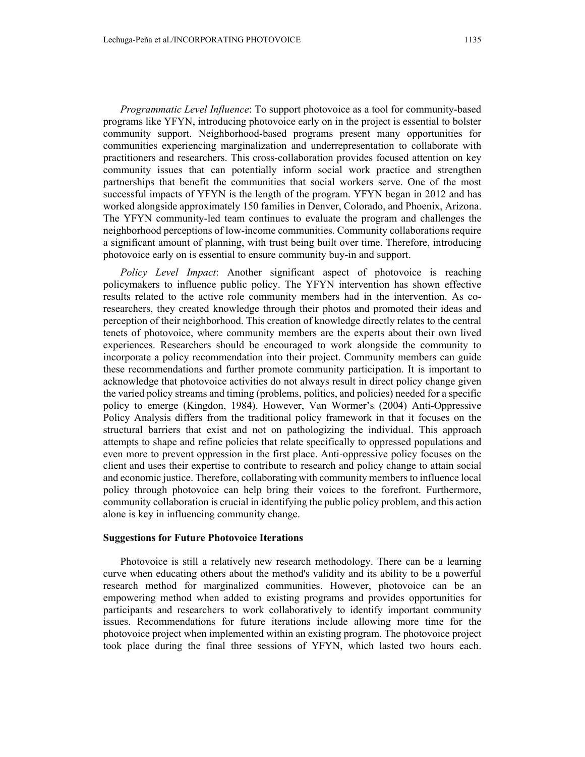*Programmatic Level Influence*: To support photovoice as a tool for community-based programs like YFYN, introducing photovoice early on in the project is essential to bolster community support. Neighborhood-based programs present many opportunities for communities experiencing marginalization and underrepresentation to collaborate with practitioners and researchers. This cross-collaboration provides focused attention on key community issues that can potentially inform social work practice and strengthen partnerships that benefit the communities that social workers serve. One of the most successful impacts of YFYN is the length of the program. YFYN began in 2012 and has worked alongside approximately 150 families in Denver, Colorado, and Phoenix, Arizona. The YFYN community-led team continues to evaluate the program and challenges the neighborhood perceptions of low-income communities. Community collaborations require a significant amount of planning, with trust being built over time. Therefore, introducing photovoice early on is essential to ensure community buy-in and support.

*Policy Level Impact*: Another significant aspect of photovoice is reaching policymakers to influence public policy. The YFYN intervention has shown effective results related to the active role community members had in the intervention. As co-researchers, they created knowledge through their photos and promoted their ideas and perception of their neighborhood. This creation of knowledge directly relates to the central tenets of photovoice, where community members are the experts about their own lived experiences. Researchers should be encouraged to work alongside the community to incorporate a policy recommendation into their project. Community members can guide these recommendations and further promote community participation. It is important to acknowledge that photovoice activities do not always result in direct policy change given the varied policy streams and timing (problems, politics, and policies) needed for a specific policy to emerge (Kingdon, 1984). However, Van Wormer's (2004) Anti-Oppressive Policy Analysis differs from the traditional policy framework in that it focuses on the structural barriers that exist and not on pathologizing the individual. This approach attempts to shape and refine policies that relate specifically to oppressed populations and even more to prevent oppression in the first place. Anti-oppressive policy focuses on the client and uses their expertise to contribute to research and policy change to attain social and economic justice. Therefore, collaborating with community members to influence local policy through photovoice can help bring their voices to the forefront. Furthermore, community collaboration is crucial in identifying the public policy problem, and this action alone is key in influencing community change.

### Suggestions for Future Photovoice Iterations

Photovoice is still a relatively new research methodology. There can be a learning curve when educating others about the method's validity and its ability to be a powerful research method for marginalized communities. However, photovoice can be an empowering method when added to existing programs and provides opportunities for participants and researchers to work collaboratively to identify important community issues. Recommendations for future iterations include allowing more time for the photovoice project when implemented within an existing program. The photovoice project took place during the final three sessions of YFYN, which lasted two hours each.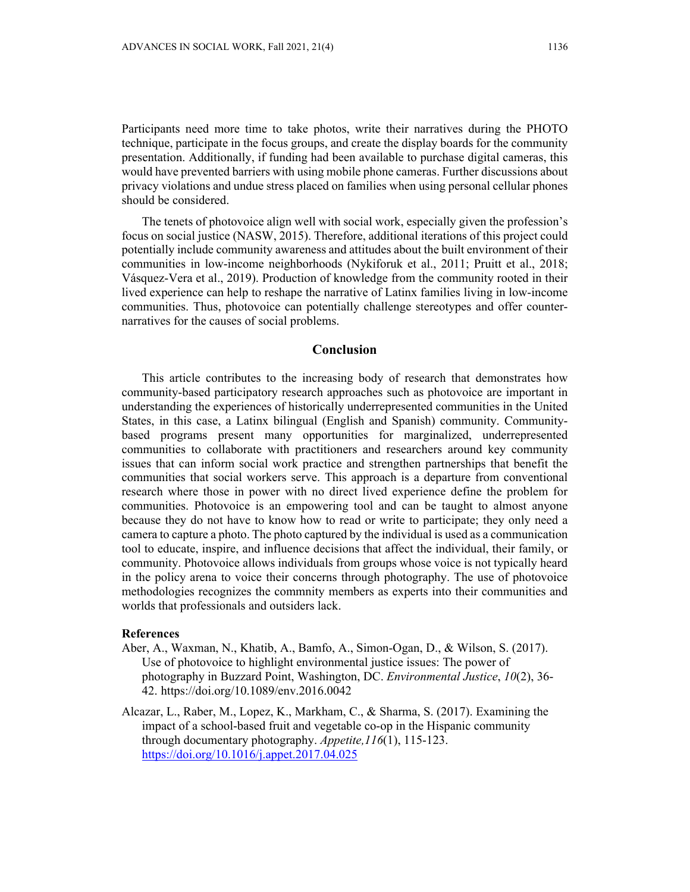Participants need more time to take photos, write their narratives during the PHOTO technique, participate in the focus groups, and create the display boards for the community presentation. Additionally, if funding had been available to purchase digital cameras, this would have prevented barriers with using mobile phone cameras. Further discussions about privacy violations and undue stress placed on families when using personal cellular phones should be considered.

The tenets of photovoice align well with social work, especially given the profession's focus on social justice (NASW, 2015). Therefore, additional iterations of this project could potentially include community awareness and attitudes about the built environment of their communities in low-income neighborhoods (Nykiforuk et al., 2011; Pruitt et al., 2018; Vásquez-Vera et al., 2019). Production of knowledge from the community rooted in their lived experience can help to reshape the narrative of Latinx families living in low-income communities. Thus, photovoice can potentially challenge stereotypes and offer counter-narratives for the causes of social problems.

## Conclusion

This article contributes to the increasing body of research that demonstrates how community-based participatory research approaches such as photovoice are important in understanding the experiences of historically underrepresented communities in the United States, in this case, a Latinx bilingual (English and Spanish) community. Community-based programs present many opportunities for marginalized, underrepresented communities to collaborate with practitioners and researchers around key community issues that can inform social work practice and strengthen partnerships that benefit the communities that social workers serve. This approach is a departure from conventional research where those in power with no direct lived experience define the problem for communities. Photovoice is an empowering tool and can be taught to almost anyone because they do not have to know how to read or write to participate; they only need a camera to capture a photo. The photo captured by the individual is used as a communication tool to educate, inspire, and influence decisions that affect the individual, their family, or community. Photovoice allows individuals from groups whose voice is not typically heard in the policy arena to voice their concerns through photography. The use of photovoice methodologies recognizes the commnity members as experts into their communities and worlds that professionals and outsiders lack.

## References

Aber, A., Waxman, N., Khatib, A., Bamfo, A., Simon-Ogan, D., & Wilson, S. (2017). Use of photovoice to highlight environmental justice issues: The power of photography in Buzzard Point, Washington, DC. *Environmental Justice*, *10*(2), 36-42. https://doi.org/10.1089/env.2016.0042

Alcazar, L., Raber, M., Lopez, K., Markham, C., & Sharma, S. (2017). Examining the impact of a school-based fruit and vegetable co-op in the Hispanic community through documentary photography. *Appetite,116*(1), 115-123. https://doi.org/10.1016/j.appet.2017.04.025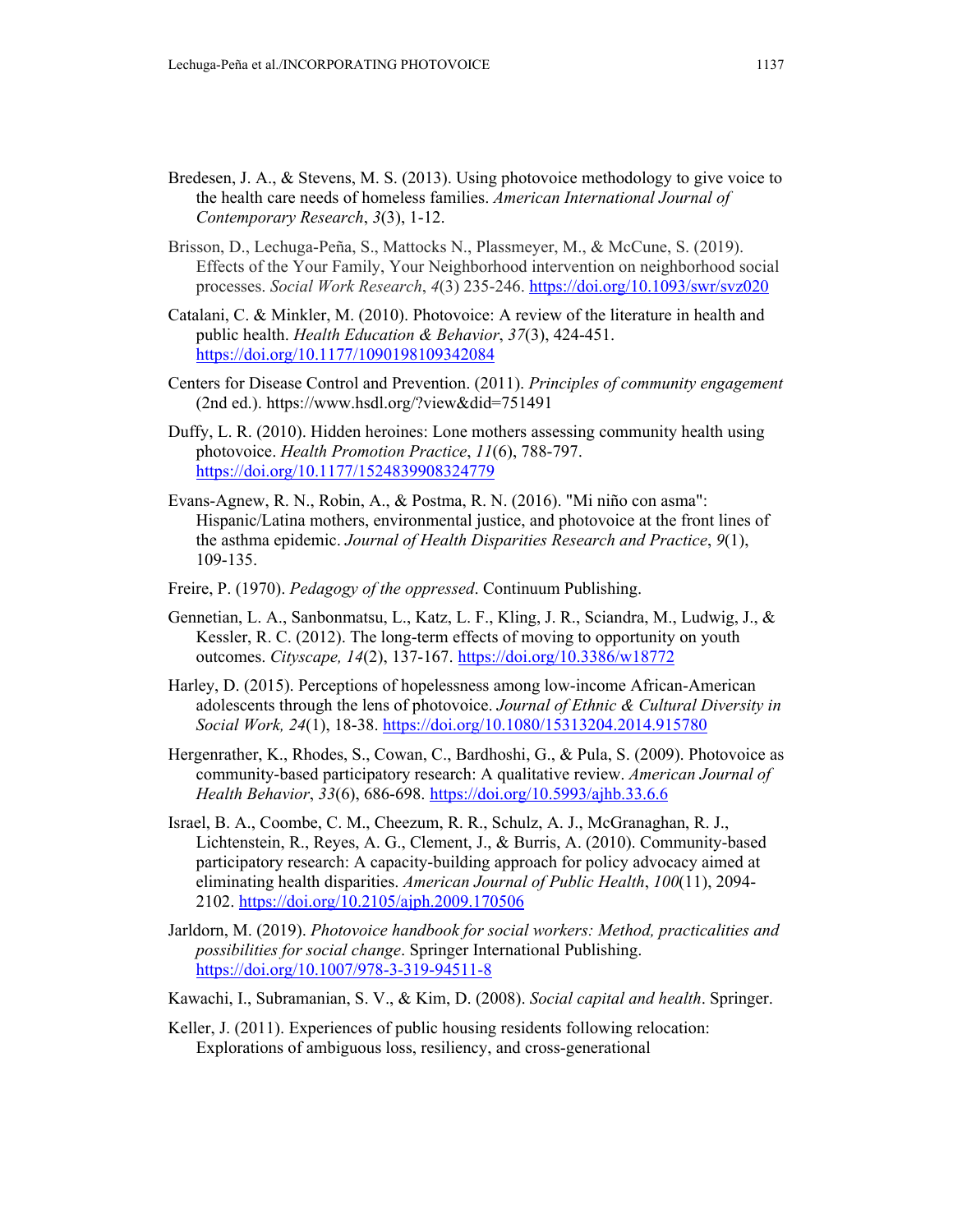Bredesen, J. A., & Stevens, M. S. (2013). Using photovoice methodology to give voice to the health care needs of homeless families. *American International Journal of Contemporary Research*, *3*(3), 1-12.

Brisson, D., Lechuga-Peña, S., Mattocks N., Plassmeyer, M., & McCune, S. (2019). Effects of the Your Family, Your Neighborhood intervention on neighborhood social processes. *Social Work Research*, *4*(3) 235-246. https://doi.org/10.1093/swr/svz020

Catalani, C. & Minkler, M. (2010). Photovoice: A review of the literature in health and public health. *Health Education & Behavior*, *37*(3), 424-451. https://doi.org/10.1177/1090198109342084

Centers for Disease Control and Prevention. (2011). *Principles of community engagement* (2nd ed.). https://www.hsdl.org/?view&did=751491

Duffy, L. R. (2010). Hidden heroines: Lone mothers assessing community health using photovoice. *Health Promotion Practice*, *11*(6), 788-797. https://doi.org/10.1177/1524839908324779

Evans-Agnew, R. N., Robin, A., & Postma, R. N. (2016). "Mi niño con asma": Hispanic/Latina mothers, environmental justice, and photovoice at the front lines of the asthma epidemic. *Journal of Health Disparities Research and Practice*, *9*(1), 109-135.

Freire, P. (1970). *Pedagogy of the oppressed*. Continuum Publishing.

Gennetian, L. A., Sanbonmatsu, L., Katz, L. F., Kling, J. R., Sciandra, M., Ludwig, J., & Kessler, R. C. (2012). The long-term effects of moving to opportunity on youth outcomes. *Cityscape, 14*(2), 137-167. https://doi.org/10.3386/w18772

Harley, D. (2015). Perceptions of hopelessness among low-income African-American adolescents through the lens of photovoice. *Journal of Ethnic & Cultural Diversity in Social Work, 24*(1), 18-38. https://doi.org/10.1080/15313204.2014.915780

Hergenrather, K., Rhodes, S., Cowan, C., Bardhoshi, G., & Pula, S. (2009). Photovoice as community-based participatory research: A qualitative review. *American Journal of Health Behavior*, *33*(6), 686-698. https://doi.org/10.5993/ajhb.33.6.6

Israel, B. A., Coombe, C. M., Cheezum, R. R., Schulz, A. J., McGranaghan, R. J., Lichtenstein, R., Reyes, A. G., Clement, J., & Burris, A. (2010). Community-based participatory research: A capacity-building approach for policy advocacy aimed at eliminating health disparities. *American Journal of Public Health*, *100*(11), 2094-2102. https://doi.org/10.2105/ajph.2009.170506

Jarldorn, M. (2019). *Photovoice handbook for social workers: Method, practicalities and possibilities for social change*. Springer International Publishing. https://doi.org/10.1007/978-3-319-94511-8

Kawachi, I., Subramanian, S. V., & Kim, D. (2008). *Social capital and health*. Springer.

Keller, J. (2011). Experiences of public housing residents following relocation: Explorations of ambiguous loss, resiliency, and cross-generational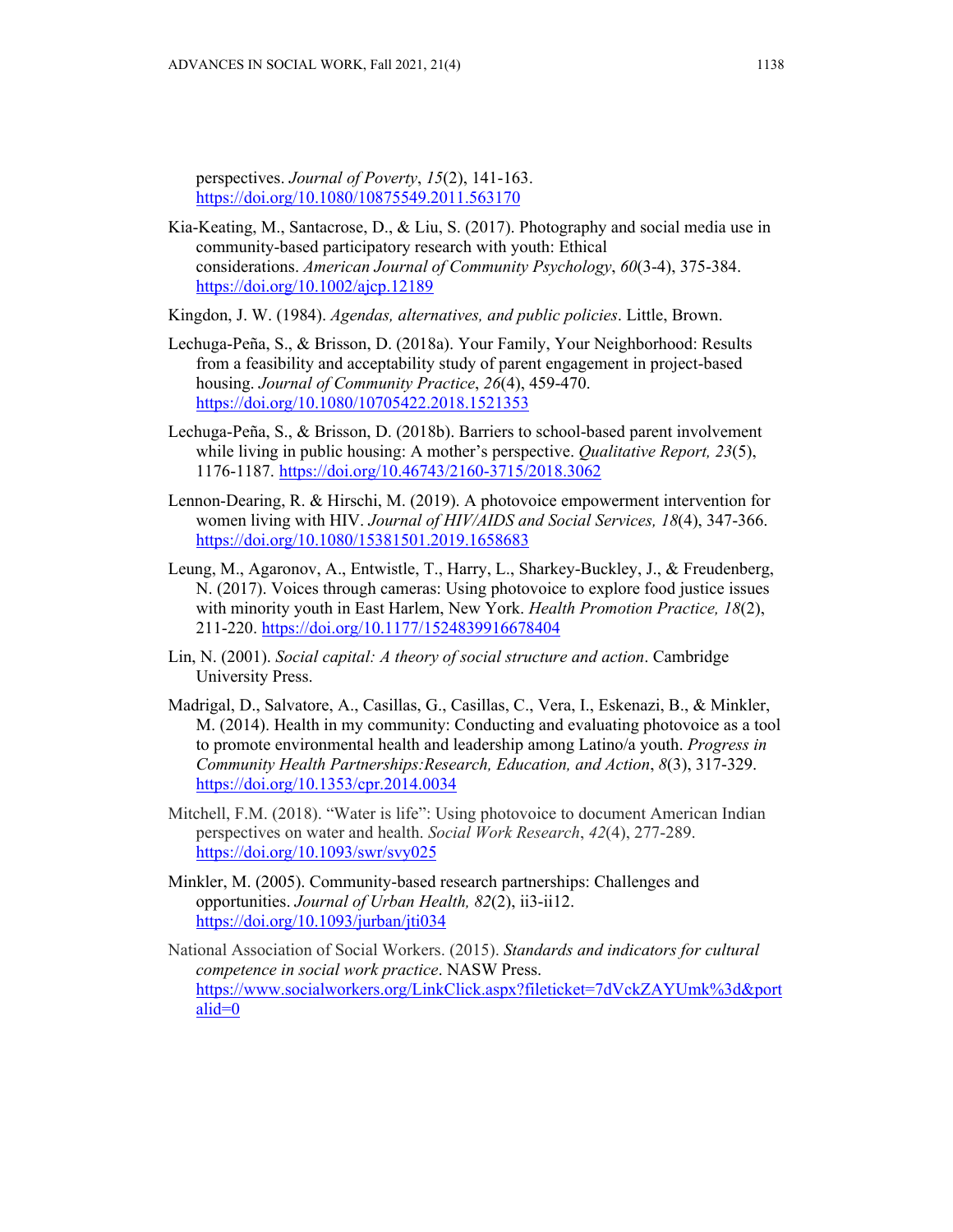perspectives. *Journal of Poverty*, *15*(2), 141-163. https://doi.org/10.1080/10875549.2011.563170

Kia-Keating, M., Santacrose, D., & Liu, S. (2017). Photography and social media use in community-based participatory research with youth: Ethical considerations. *American Journal of Community Psychology*, *60*(3-4), 375-384. https://doi.org/10.1002/ajcp.12189

Kingdon, J. W. (1984). *Agendas, alternatives, and public policies*. Little, Brown.

Lechuga-Peña, S., & Brisson, D. (2018a). Your Family, Your Neighborhood: Results from a feasibility and acceptability study of parent engagement in project-based housing. *Journal of Community Practice*, *26*(4), 459-470. https://doi.org/10.1080/10705422.2018.1521353

Lechuga-Peña, S., & Brisson, D. (2018b). Barriers to school-based parent involvement while living in public housing: A mother's perspective. *Qualitative Report, 23*(5), 1176-1187. https://doi.org/10.46743/2160-3715/2018.3062

Lennon-Dearing, R. & Hirschi, M. (2019). A photovoice empowerment intervention for women living with HIV. *Journal of HIV/AIDS and Social Services, 18*(4), 347-366. https://doi.org/10.1080/15381501.2019.1658683

Leung, M., Agaronov, A., Entwistle, T., Harry, L., Sharkey-Buckley, J., & Freudenberg, N. (2017). Voices through cameras: Using photovoice to explore food justice issues with minority youth in East Harlem, New York. *Health Promotion Practice, 18*(2), 211-220. https://doi.org/10.1177/1524839916678404

Lin, N. (2001). *Social capital: A theory of social structure and action*. Cambridge University Press.

Madrigal, D., Salvatore, A., Casillas, G., Casillas, C., Vera, I., Eskenazi, B., & Minkler, M. (2014). Health in my community: Conducting and evaluating photovoice as a tool to promote environmental health and leadership among Latino/a youth. *Progress in Community Health Partnerships:Research, Education, and Action*, *8*(3), 317-329. https://doi.org/10.1353/cpr.2014.0034

Mitchell, F.M. (2018). "Water is life": Using photovoice to document American Indian perspectives on water and health. *Social Work Research*, *42*(4), 277-289. https://doi.org/10.1093/swr/svy025

Minkler, M. (2005). Community-based research partnerships: Challenges and opportunities. *Journal of Urban Health, 82*(2), ii3-ii12. https://doi.org/10.1093/jurban/jti034

National Association of Social Workers. (2015). *Standards and indicators for cultural competence in social work practice*. NASW Press. https://www.socialworkers.org/LinkClick.aspx?fileticket=7dVckZAYUmk%3d&portalid=0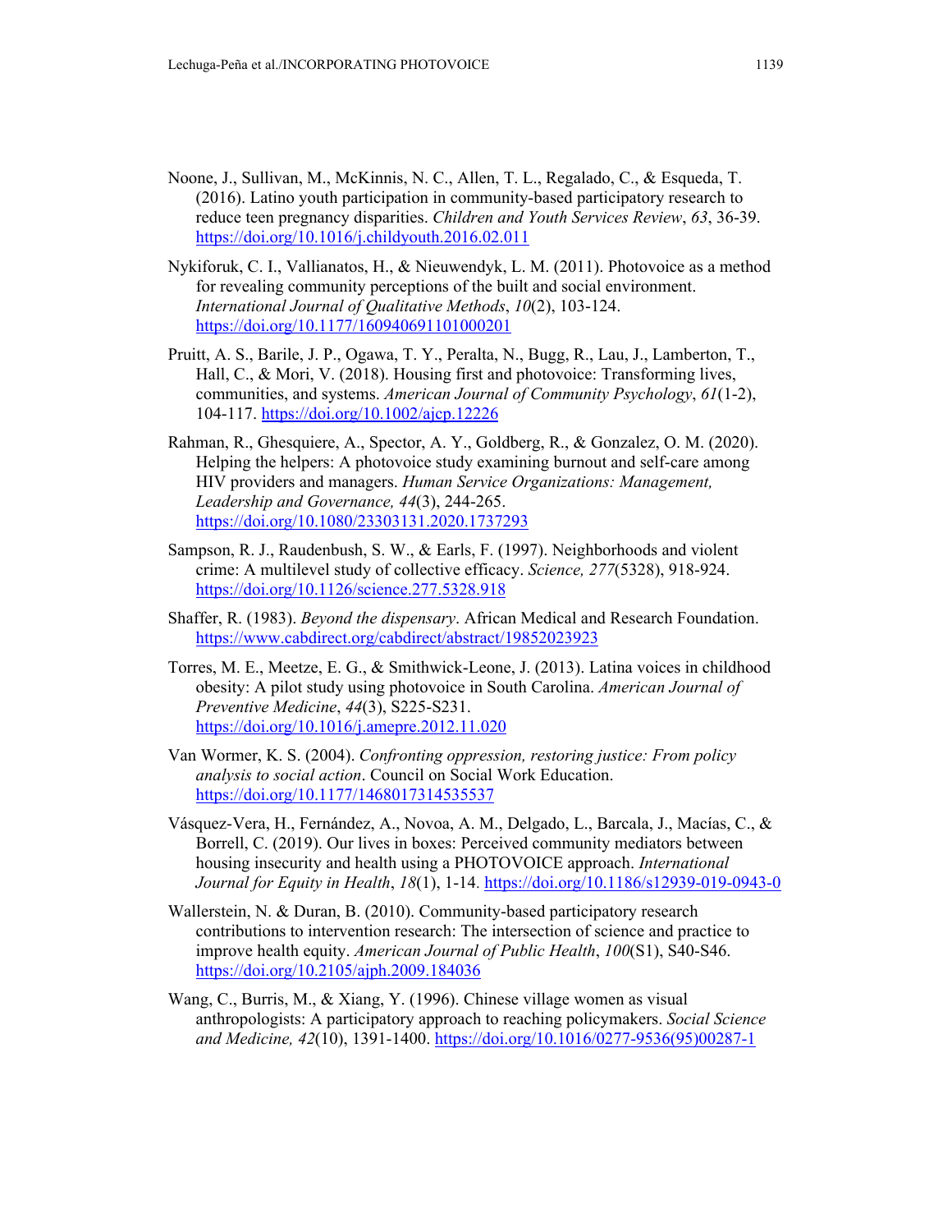Noone, J., Sullivan, M., McKinnis, N. C., Allen, T. L., Regalado, C., & Esqueda, T. (2016). Latino youth participation in community-based participatory research to reduce teen pregnancy disparities. *Children and Youth Services Review*, *63*, 36-39. https://doi.org/10.1016/j.childyouth.2016.02.011

Nykiforuk, C. I., Vallianatos, H., & Nieuwendyk, L. M. (2011). Photovoice as a method for revealing community perceptions of the built and social environment. *International Journal of Qualitative Methods*, *10*(2), 103-124. https://doi.org/10.1177/160940691101000201

Pruitt, A. S., Barile, J. P., Ogawa, T. Y., Peralta, N., Bugg, R., Lau, J., Lamberton, T., Hall, C., & Mori, V. (2018). Housing first and photovoice: Transforming lives, communities, and systems. *American Journal of Community Psychology*, *61*(1-2), 104-117. https://doi.org/10.1002/ajcp.12226

Rahman, R., Ghesquiere, A., Spector, A. Y., Goldberg, R., & Gonzalez, O. M. (2020). Helping the helpers: A photovoice study examining burnout and self-care among HIV providers and managers. *Human Service Organizations: Management, Leadership and Governance, 44*(3), 244-265. https://doi.org/10.1080/23303131.2020.1737293

Sampson, R. J., Raudenbush, S. W., & Earls, F. (1997). Neighborhoods and violent crime: A multilevel study of collective efficacy. *Science, 277*(5328), 918-924. https://doi.org/10.1126/science.277.5328.918

Shaffer, R. (1983). *Beyond the dispensary*. African Medical and Research Foundation. https://www.cabdirect.org/cabdirect/abstract/19852023923

Torres, M. E., Meetze, E. G., & Smithwick-Leone, J. (2013). Latina voices in childhood obesity: A pilot study using photovoice in South Carolina. *American Journal of Preventive Medicine*, *44*(3), S225-S231. https://doi.org/10.1016/j.amepre.2012.11.020

Van Wormer, K. S. (2004). *Confronting oppression, restoring justice: From policy analysis to social action*. Council on Social Work Education. https://doi.org/10.1177/1468017314535537

Vásquez-Vera, H., Fernández, A., Novoa, A. M., Delgado, L., Barcala, J., Macías, C., & Borrell, C. (2019). Our lives in boxes: Perceived community mediators between housing insecurity and health using a PHOTOVOICE approach. *International Journal for Equity in Health*, *18*(1), 1-14. https://doi.org/10.1186/s12939-019-0943-0

Wallerstein, N. & Duran, B. (2010). Community-based participatory research contributions to intervention research: The intersection of science and practice to improve health equity. *American Journal of Public Health*, *100*(S1), S40-S46. https://doi.org/10.2105/ajph.2009.184036

Wang, C., Burris, M., & Xiang, Y. (1996). Chinese village women as visual anthropologists: A participatory approach to reaching policymakers. *Social Science and Medicine, 42*(10), 1391-1400. https://doi.org/10.1016/0277-9536(95)00287-1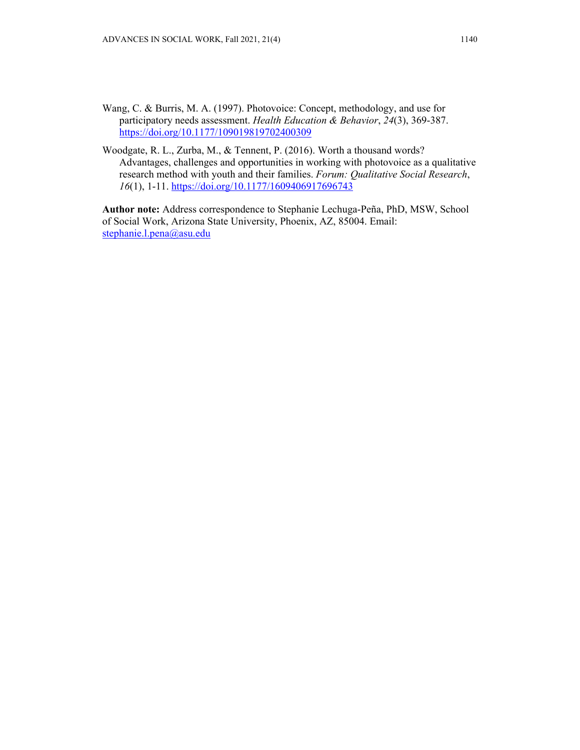Wang, C. & Burris, M. A. (1997). Photovoice: Concept, methodology, and use for participatory needs assessment. *Health Education & Behavior*, *24*(3), 369-387. https://doi.org/10.1177/109019819702400309

Woodgate, R. L., Zurba, M., & Tennent, P. (2016). Worth a thousand words? Advantages, challenges and opportunities in working with photovoice as a qualitative research method with youth and their families. *Forum: Qualitative Social Research*, *16*(1), 1-11. https://doi.org/10.1177/1609406917696743

**Author note:** Address correspondence to Stephanie Lechuga-Peña, PhD, MSW, School of Social Work, Arizona State University, Phoenix, AZ, 85004. Email: stephanie.l.pena@asu.edu